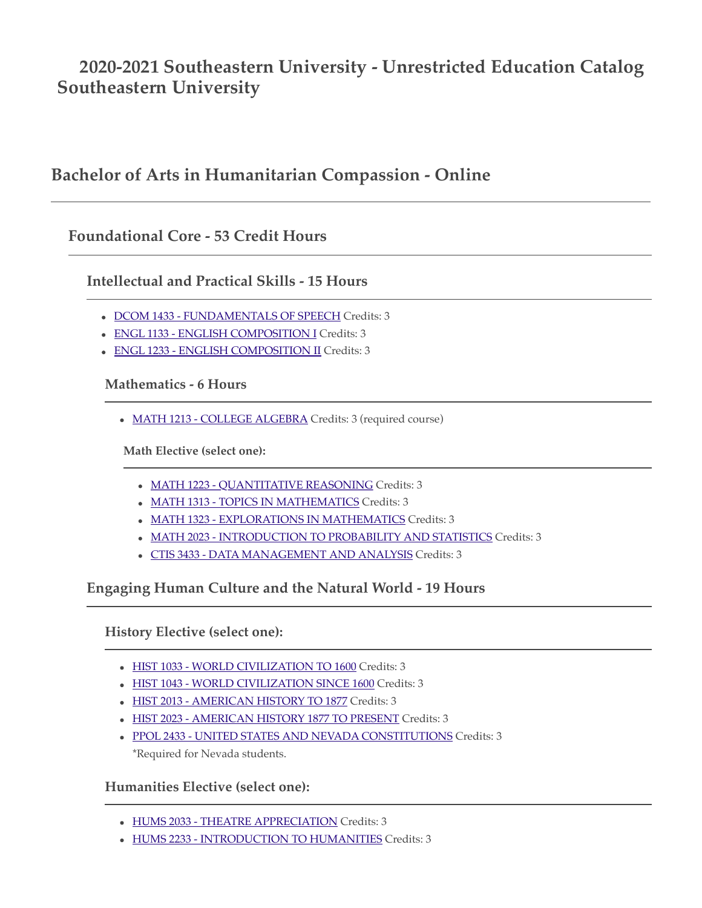# 2020-2021 Southeastern University - Unrestricted Education Catalog Southeastern University

## Bachelor of Arts in Humanitarian Compassion - Online

### Foundational Core - 53 Credit Hours

#### Intellectual and Practical Skills - 15 Hours

- DCOM 1433 - FUNDAMENTALS OF SPEECH Credits: 3
- ENGL 1133 - ENGLISH COMPOSITION I Credits: 3
- ENGL 1233 - ENGLISH COMPOSITION II Credits: 3

##### Mathematics - 6 Hours

- MATH 1213 - COLLEGE ALGEBRA Credits: 3 (required course)

**Math Elective (select one):**

- MATH 1223 - QUANTITATIVE REASONING Credits: 3
- MATH 1313 - TOPICS IN MATHEMATICS Credits: 3
- MATH 1323 - EXPLORATIONS IN MATHEMATICS Credits: 3
- MATH 2023 - INTRODUCTION TO PROBABILITY AND STATISTICS Credits: 3
- CTIS 3433 - DATA MANAGEMENT AND ANALYSIS Credits: 3

#### Engaging Human Culture and the Natural World - 19 Hours

##### History Elective (select one):

- HIST 1033 - WORLD CIVILIZATION TO 1600 Credits: 3
- HIST 1043 - WORLD CIVILIZATION SINCE 1600 Credits: 3
- HIST 2013 - AMERICAN HISTORY TO 1877 Credits: 3
- HIST 2023 - AMERICAN HISTORY 1877 TO PRESENT Credits: 3
- PPOL 2433 - UNITED STATES AND NEVADA CONSTITUTIONS Credits: 3
  *Required for Nevada students.

##### Humanities Elective (select one):

- HUMS 2033 - THEATRE APPRECIATION Credits: 3
- HUMS 2233 - INTRODUCTION TO HUMANITIES Credits: 3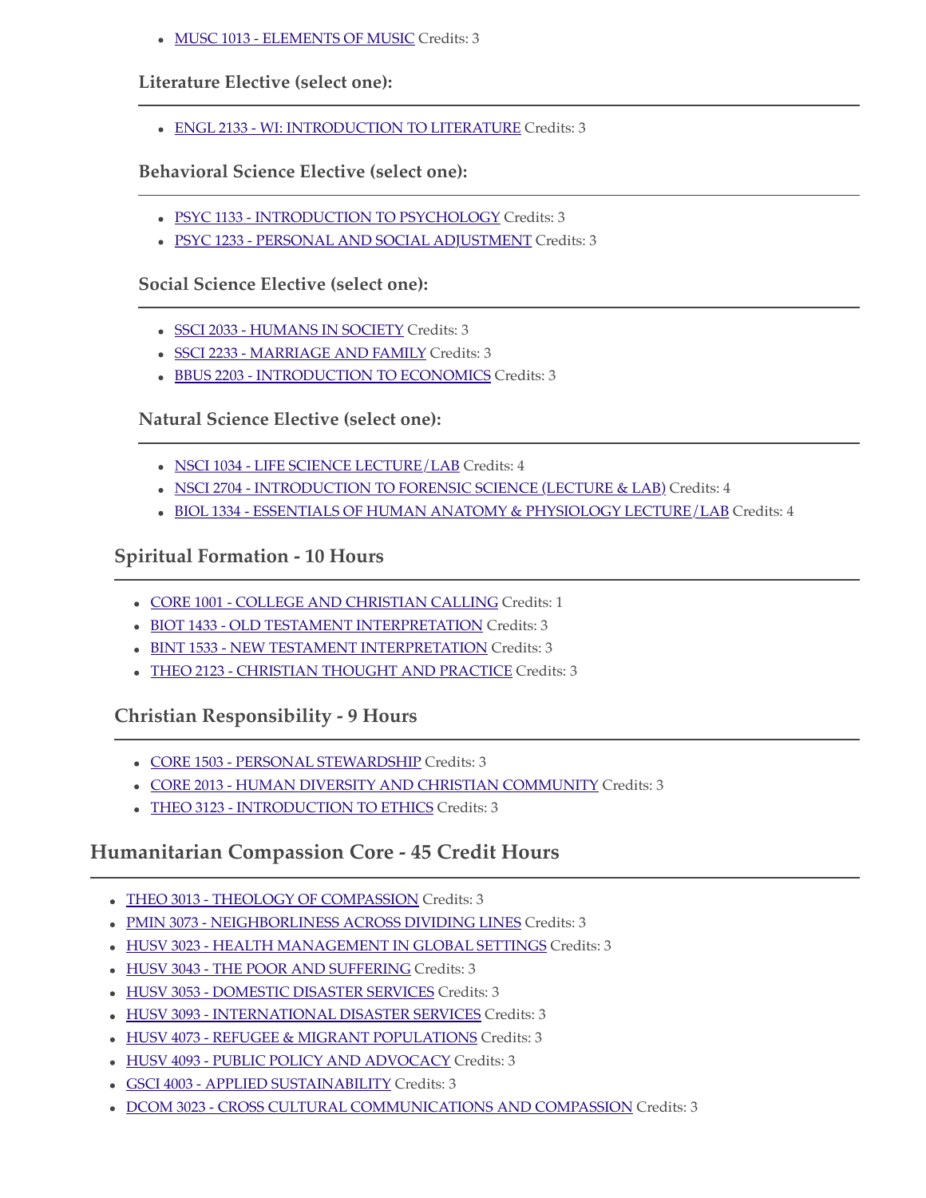- MUSC 1013 - ELEMENTS OF MUSIC Credits: 3

#### Literature Elective (select one):

- ENGL 2133 - WI: INTRODUCTION TO LITERATURE Credits: 3

#### Behavioral Science Elective (select one):

- PSYC 1133 - INTRODUCTION TO PSYCHOLOGY Credits: 3
- PSYC 1233 - PERSONAL AND SOCIAL ADJUSTMENT Credits: 3

#### Social Science Elective (select one):

- SSCI 2033 - HUMANS IN SOCIETY Credits: 3
- SSCI 2233 - MARRIAGE AND FAMILY Credits: 3
- BBUS 2203 - INTRODUCTION TO ECONOMICS Credits: 3

#### Natural Science Elective (select one):

- NSCI 1034 - LIFE SCIENCE LECTURE/LAB Credits: 4
- NSCI 2704 - INTRODUCTION TO FORENSIC SCIENCE (LECTURE & LAB) Credits: 4
- BIOL 1334 - ESSENTIALS OF HUMAN ANATOMY & PHYSIOLOGY LECTURE/LAB Credits: 4

### Spiritual Formation - 10 Hours

- CORE 1001 - COLLEGE AND CHRISTIAN CALLING Credits: 1
- BIOT 1433 - OLD TESTAMENT INTERPRETATION Credits: 3
- BINT 1533 - NEW TESTAMENT INTERPRETATION Credits: 3
- THEO 2123 - CHRISTIAN THOUGHT AND PRACTICE Credits: 3

### Christian Responsibility - 9 Hours

- CORE 1503 - PERSONAL STEWARDSHIP Credits: 3
- CORE 2013 - HUMAN DIVERSITY AND CHRISTIAN COMMUNITY Credits: 3
- THEO 3123 - INTRODUCTION TO ETHICS Credits: 3

## Humanitarian Compassion Core - 45 Credit Hours

- THEO 3013 - THEOLOGY OF COMPASSION Credits: 3
- PMIN 3073 - NEIGHBORLINESS ACROSS DIVIDING LINES Credits: 3
- HUSV 3023 - HEALTH MANAGEMENT IN GLOBAL SETTINGS Credits: 3
- HUSV 3043 - THE POOR AND SUFFERING Credits: 3
- HUSV 3053 - DOMESTIC DISASTER SERVICES Credits: 3
- HUSV 3093 - INTERNATIONAL DISASTER SERVICES Credits: 3
- HUSV 4073 - REFUGEE & MIGRANT POPULATIONS Credits: 3
- HUSV 4093 - PUBLIC POLICY AND ADVOCACY Credits: 3
- GSCI 4003 - APPLIED SUSTAINABILITY Credits: 3
- DCOM 3023 - CROSS CULTURAL COMMUNICATIONS AND COMPASSION Credits: 3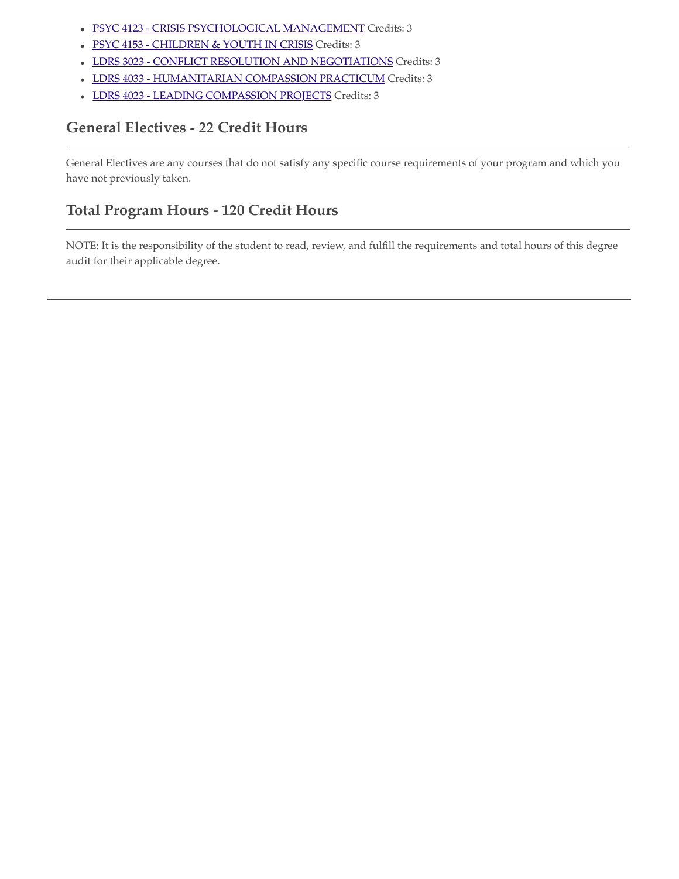- PSYC 4123 - CRISIS PSYCHOLOGICAL MANAGEMENT Credits: 3
- PSYC 4153 - CHILDREN & YOUTH IN CRISIS Credits: 3
- LDRS 3023 - CONFLICT RESOLUTION AND NEGOTIATIONS Credits: 3
- LDRS 4033 - HUMANITARIAN COMPASSION PRACTICUM Credits: 3
- LDRS 4023 - LEADING COMPASSION PROJECTS Credits: 3

## General Electives - 22 Credit Hours

General Electives are any courses that do not satisfy any specific course requirements of your program and which you have not previously taken.

## Total Program Hours - 120 Credit Hours

NOTE: It is the responsibility of the student to read, review, and fulfill the requirements and total hours of this degree audit for their applicable degree.